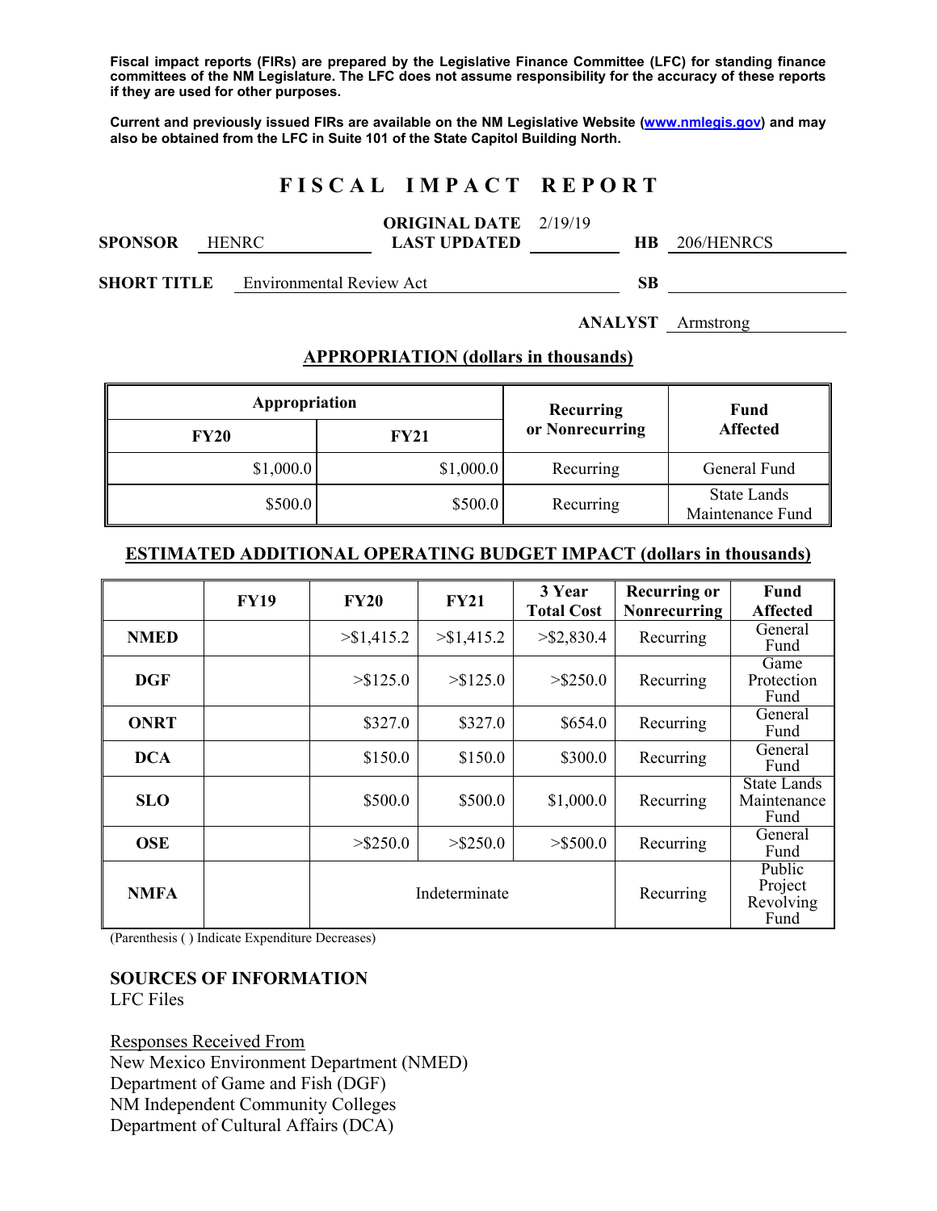**Fiscal impact reports (FIRs) are prepared by the Legislative Finance Committee (LFC) for standing finance committees of the NM Legislature. The LFC does not assume responsibility for the accuracy of these reports if they are used for other purposes.**

**Current and previously issued FIRs are available on the NM Legislative Website (www.nmlegis.gov) and may also be obtained from the LFC in Suite 101 of the State Capitol Building North.**

# FISCAL IMPACT REPORT

**SPONSOR** HENRC  **ORIGINAL DATE** 2/19/19  **LAST UPDATED**  **HB** 206/HENRCS

**SHORT TITLE** Environmental Review Act  **SB**

**ANALYST** Armstrong

## APPROPRIATION (dollars in thousands)

| Appropriation | | Recurring or Nonrecurring | Fund Affected |
|---|---|---|---|
| **FY20** | **FY21** | | |
| $1,000.0 | $1,000.0 | Recurring | General Fund |
| $500.0 | $500.0 | Recurring | State Lands Maintenance Fund |

## ESTIMATED ADDITIONAL OPERATING BUDGET IMPACT (dollars in thousands)

| | FY19 | FY20 | FY21 | 3 Year Total Cost | Recurring or Nonrecurring | Fund Affected |
|---|---|---|---|---|---|---|
| **NMED** | | >$1,415.2 | >$1,415.2 | >$2,830.4 | Recurring | General Fund |
| **DGF** | | >$125.0 | >$125.0 | >$250.0 | Recurring | Game Protection Fund |
| **ONRT** | | $327.0 | $327.0 | $654.0 | Recurring | General Fund |
| **DCA** | | $150.0 | $150.0 | $300.0 | Recurring | General Fund |
| **SLO** | | $500.0 | $500.0 | $1,000.0 | Recurring | State Lands Maintenance Fund |
| **OSE** | | >$250.0 | >$250.0 | >$500.0 | Recurring | General Fund |
| **NMFA** | | Indeterminate | | | Recurring | Public Project Revolving Fund |

(Parenthesis ( ) Indicate Expenditure Decreases)

## SOURCES OF INFORMATION

LFC Files

Responses Received From
New Mexico Environment Department (NMED)
Department of Game and Fish (DGF)
NM Independent Community Colleges
Department of Cultural Affairs (DCA)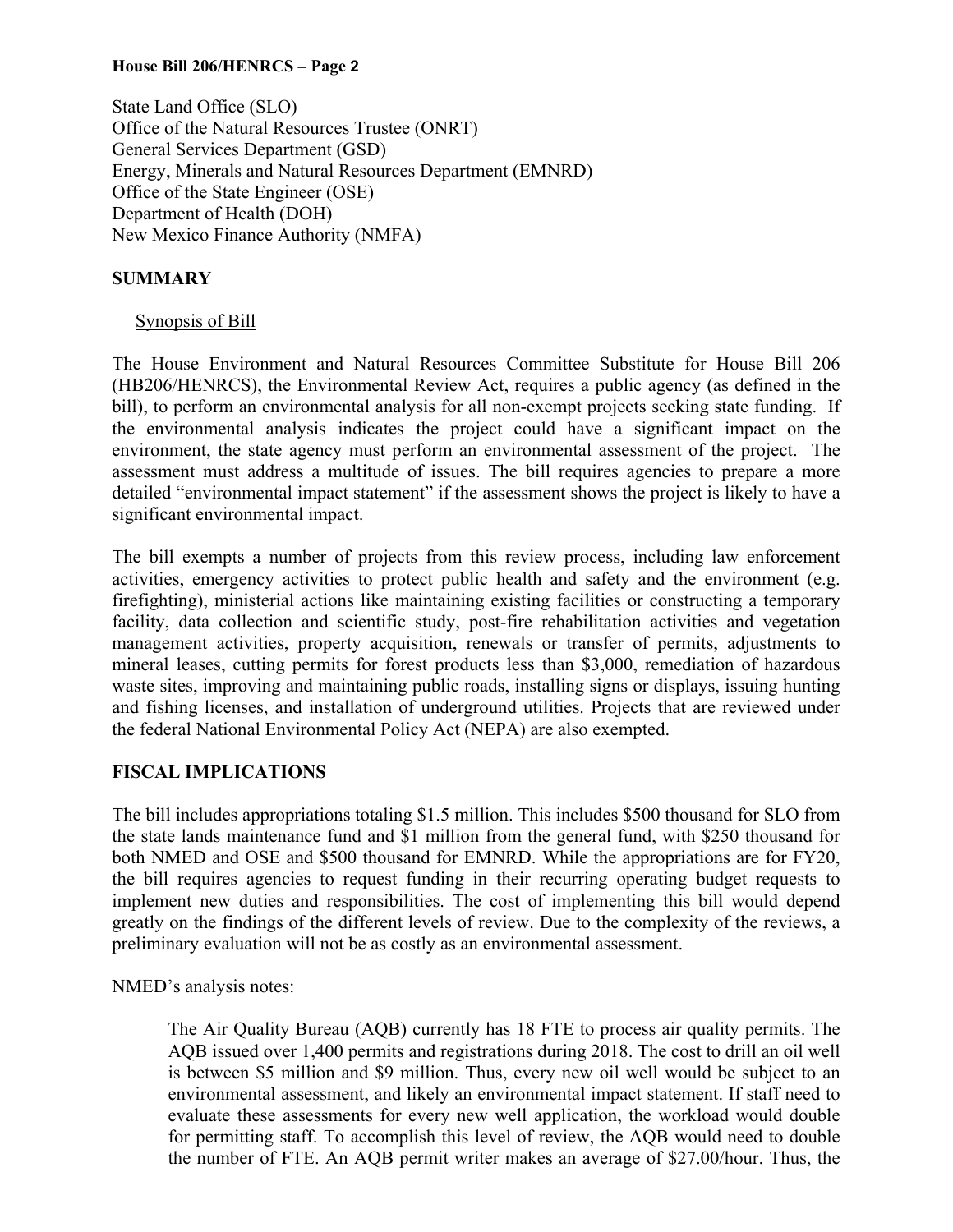State Land Office (SLO)
Office of the Natural Resources Trustee (ONRT)
General Services Department (GSD)
Energy, Minerals and Natural Resources Department (EMNRD)
Office of the State Engineer (OSE)
Department of Health (DOH)
New Mexico Finance Authority (NMFA)

## SUMMARY

Synopsis of Bill

The House Environment and Natural Resources Committee Substitute for House Bill 206 (HB206/HENRCS), the Environmental Review Act, requires a public agency (as defined in the bill), to perform an environmental analysis for all non-exempt projects seeking state funding. If the environmental analysis indicates the project could have a significant impact on the environment, the state agency must perform an environmental assessment of the project. The assessment must address a multitude of issues. The bill requires agencies to prepare a more detailed "environmental impact statement" if the assessment shows the project is likely to have a significant environmental impact.

The bill exempts a number of projects from this review process, including law enforcement activities, emergency activities to protect public health and safety and the environment (e.g. firefighting), ministerial actions like maintaining existing facilities or constructing a temporary facility, data collection and scientific study, post-fire rehabilitation activities and vegetation management activities, property acquisition, renewals or transfer of permits, adjustments to mineral leases, cutting permits for forest products less than $3,000, remediation of hazardous waste sites, improving and maintaining public roads, installing signs or displays, issuing hunting and fishing licenses, and installation of underground utilities. Projects that are reviewed under the federal National Environmental Policy Act (NEPA) are also exempted.

## FISCAL IMPLICATIONS

The bill includes appropriations totaling $1.5 million. This includes $500 thousand for SLO from the state lands maintenance fund and $1 million from the general fund, with $250 thousand for both NMED and OSE and $500 thousand for EMNRD. While the appropriations are for FY20, the bill requires agencies to request funding in their recurring operating budget requests to implement new duties and responsibilities. The cost of implementing this bill would depend greatly on the findings of the different levels of review. Due to the complexity of the reviews, a preliminary evaluation will not be as costly as an environmental assessment.

NMED's analysis notes:

> The Air Quality Bureau (AQB) currently has 18 FTE to process air quality permits. The AQB issued over 1,400 permits and registrations during 2018. The cost to drill an oil well is between $5 million and $9 million. Thus, every new oil well would be subject to an environmental assessment, and likely an environmental impact statement. If staff need to evaluate these assessments for every new well application, the workload would double for permitting staff. To accomplish this level of review, the AQB would need to double the number of FTE. An AQB permit writer makes an average of $27.00/hour. Thus, the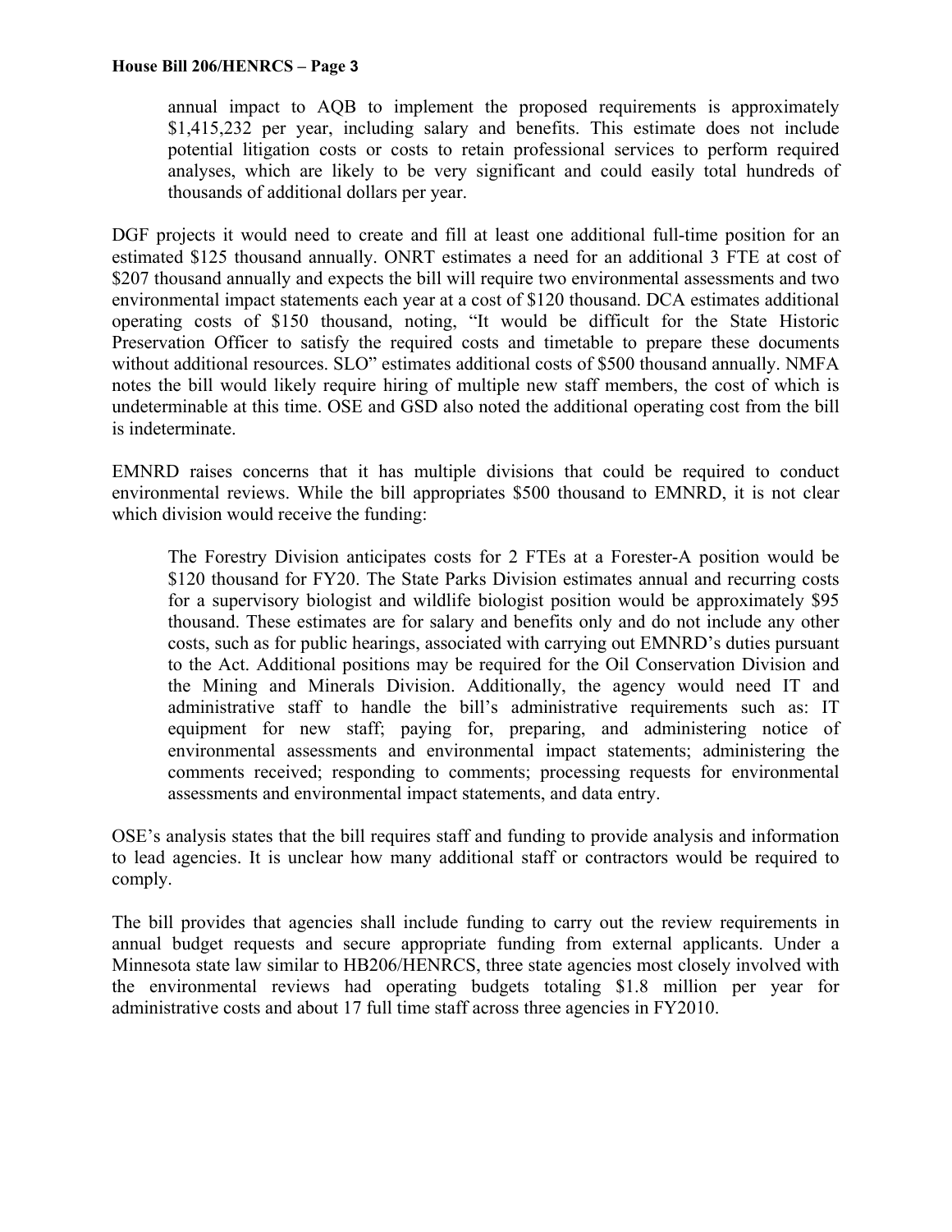annual impact to AQB to implement the proposed requirements is approximately $1,415,232 per year, including salary and benefits. This estimate does not include potential litigation costs or costs to retain professional services to perform required analyses, which are likely to be very significant and could easily total hundreds of thousands of additional dollars per year.

DGF projects it would need to create and fill at least one additional full-time position for an estimated $125 thousand annually. ONRT estimates a need for an additional 3 FTE at cost of $207 thousand annually and expects the bill will require two environmental assessments and two environmental impact statements each year at a cost of $120 thousand. DCA estimates additional operating costs of $150 thousand, noting, "It would be difficult for the State Historic Preservation Officer to satisfy the required costs and timetable to prepare these documents without additional resources. SLO" estimates additional costs of $500 thousand annually. NMFA notes the bill would likely require hiring of multiple new staff members, the cost of which is undeterminable at this time. OSE and GSD also noted the additional operating cost from the bill is indeterminate.

EMNRD raises concerns that it has multiple divisions that could be required to conduct environmental reviews. While the bill appropriates $500 thousand to EMNRD, it is not clear which division would receive the funding:

> The Forestry Division anticipates costs for 2 FTEs at a Forester-A position would be $120 thousand for FY20. The State Parks Division estimates annual and recurring costs for a supervisory biologist and wildlife biologist position would be approximately $95 thousand. These estimates are for salary and benefits only and do not include any other costs, such as for public hearings, associated with carrying out EMNRD's duties pursuant to the Act. Additional positions may be required for the Oil Conservation Division and the Mining and Minerals Division. Additionally, the agency would need IT and administrative staff to handle the bill's administrative requirements such as: IT equipment for new staff; paying for, preparing, and administering notice of environmental assessments and environmental impact statements; administering the comments received; responding to comments; processing requests for environmental assessments and environmental impact statements, and data entry.

OSE's analysis states that the bill requires staff and funding to provide analysis and information to lead agencies. It is unclear how many additional staff or contractors would be required to comply.

The bill provides that agencies shall include funding to carry out the review requirements in annual budget requests and secure appropriate funding from external applicants. Under a Minnesota state law similar to HB206/HENRCS, three state agencies most closely involved with the environmental reviews had operating budgets totaling $1.8 million per year for administrative costs and about 17 full time staff across three agencies in FY2010.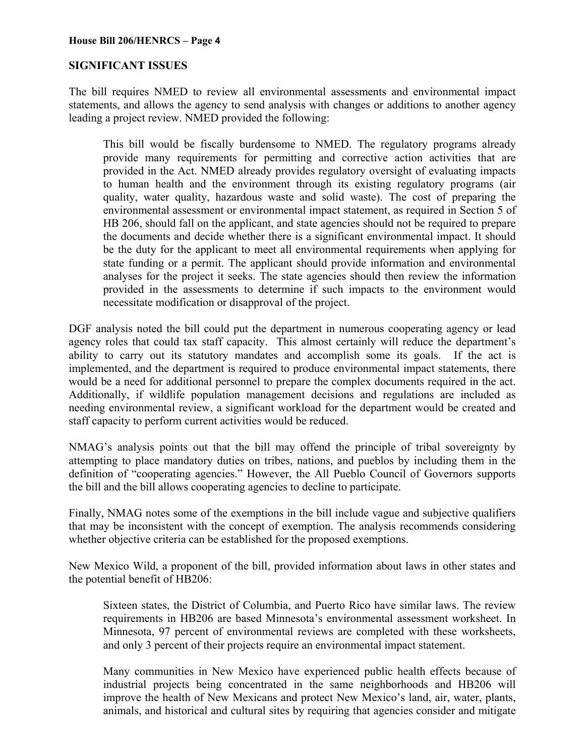## SIGNIFICANT ISSUES

The bill requires NMED to review all environmental assessments and environmental impact statements, and allows the agency to send analysis with changes or additions to another agency leading a project review. NMED provided the following:

> This bill would be fiscally burdensome to NMED. The regulatory programs already provide many requirements for permitting and corrective action activities that are provided in the Act. NMED already provides regulatory oversight of evaluating impacts to human health and the environment through its existing regulatory programs (air quality, water quality, hazardous waste and solid waste). The cost of preparing the environmental assessment or environmental impact statement, as required in Section 5 of HB 206, should fall on the applicant, and state agencies should not be required to prepare the documents and decide whether there is a significant environmental impact. It should be the duty for the applicant to meet all environmental requirements when applying for state funding or a permit. The applicant should provide information and environmental analyses for the project it seeks. The state agencies should then review the information provided in the assessments to determine if such impacts to the environment would necessitate modification or disapproval of the project.

DGF analysis noted the bill could put the department in numerous cooperating agency or lead agency roles that could tax staff capacity. This almost certainly will reduce the department's ability to carry out its statutory mandates and accomplish some its goals. If the act is implemented, and the department is required to produce environmental impact statements, there would be a need for additional personnel to prepare the complex documents required in the act. Additionally, if wildlife population management decisions and regulations are included as needing environmental review, a significant workload for the department would be created and staff capacity to perform current activities would be reduced.

NMAG's analysis points out that the bill may offend the principle of tribal sovereignty by attempting to place mandatory duties on tribes, nations, and pueblos by including them in the definition of "cooperating agencies." However, the All Pueblo Council of Governors supports the bill and the bill allows cooperating agencies to decline to participate.

Finally, NMAG notes some of the exemptions in the bill include vague and subjective qualifiers that may be inconsistent with the concept of exemption. The analysis recommends considering whether objective criteria can be established for the proposed exemptions.

New Mexico Wild, a proponent of the bill, provided information about laws in other states and the potential benefit of HB206:

> Sixteen states, the District of Columbia, and Puerto Rico have similar laws. The review requirements in HB206 are based Minnesota's environmental assessment worksheet. In Minnesota, 97 percent of environmental reviews are completed with these worksheets, and only 3 percent of their projects require an environmental impact statement.
>
> Many communities in New Mexico have experienced public health effects because of industrial projects being concentrated in the same neighborhoods and HB206 will improve the health of New Mexicans and protect New Mexico's land, air, water, plants, animals, and historical and cultural sites by requiring that agencies consider and mitigate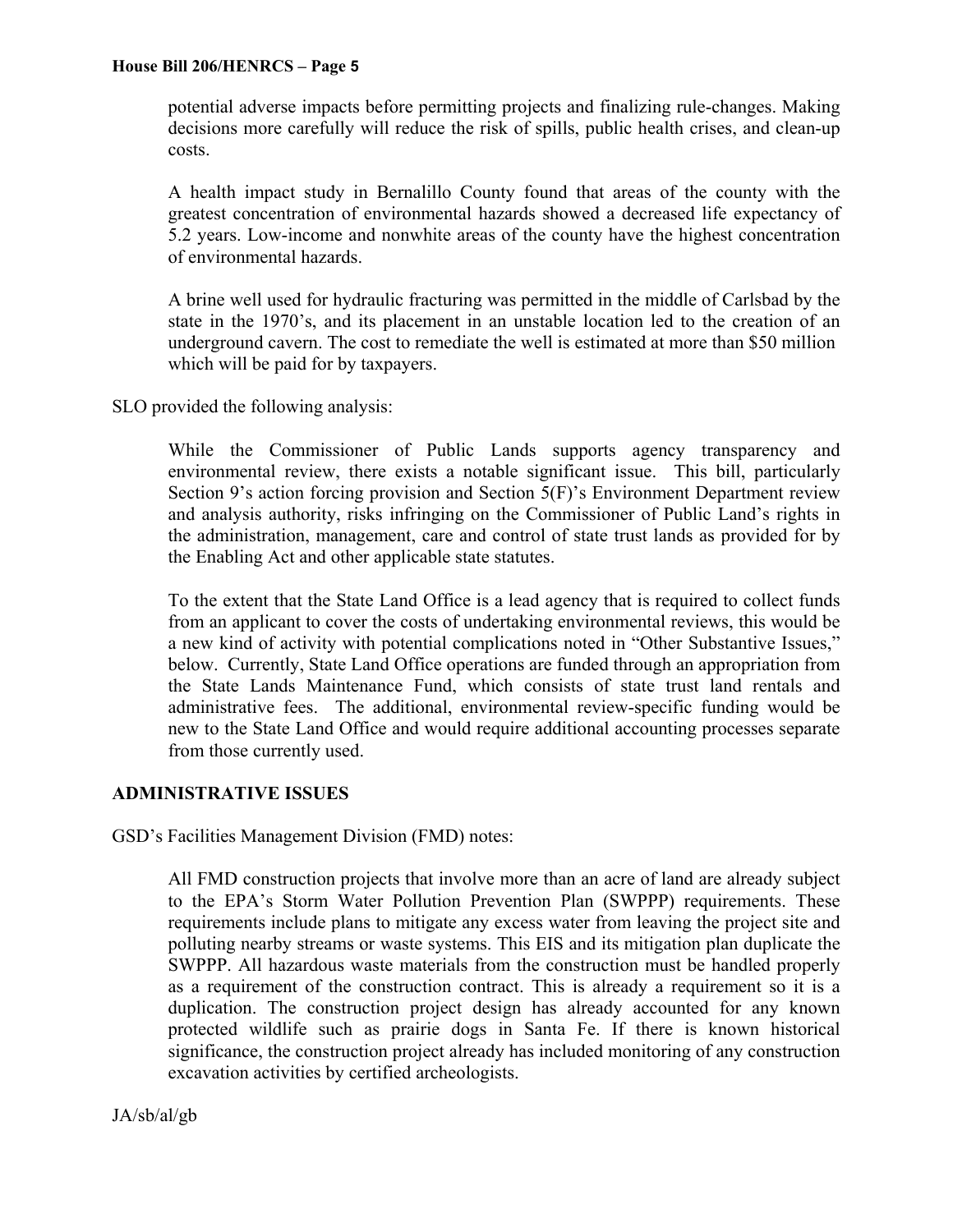potential adverse impacts before permitting projects and finalizing rule-changes. Making decisions more carefully will reduce the risk of spills, public health crises, and clean-up costs.

A health impact study in Bernalillo County found that areas of the county with the greatest concentration of environmental hazards showed a decreased life expectancy of 5.2 years. Low-income and nonwhite areas of the county have the highest concentration of environmental hazards.

A brine well used for hydraulic fracturing was permitted in the middle of Carlsbad by the state in the 1970's, and its placement in an unstable location led to the creation of an underground cavern. The cost to remediate the well is estimated at more than $50 million which will be paid for by taxpayers.

SLO provided the following analysis:

> While the Commissioner of Public Lands supports agency transparency and environmental review, there exists a notable significant issue. This bill, particularly Section 9's action forcing provision and Section 5(F)'s Environment Department review and analysis authority, risks infringing on the Commissioner of Public Land's rights in the administration, management, care and control of state trust lands as provided for by the Enabling Act and other applicable state statutes.
>
> To the extent that the State Land Office is a lead agency that is required to collect funds from an applicant to cover the costs of undertaking environmental reviews, this would be a new kind of activity with potential complications noted in "Other Substantive Issues," below. Currently, State Land Office operations are funded through an appropriation from the State Lands Maintenance Fund, which consists of state trust land rentals and administrative fees. The additional, environmental review-specific funding would be new to the State Land Office and would require additional accounting processes separate from those currently used.

## ADMINISTRATIVE ISSUES

GSD's Facilities Management Division (FMD) notes:

> All FMD construction projects that involve more than an acre of land are already subject to the EPA's Storm Water Pollution Prevention Plan (SWPPP) requirements. These requirements include plans to mitigate any excess water from leaving the project site and polluting nearby streams or waste systems. This EIS and its mitigation plan duplicate the SWPPP. All hazardous waste materials from the construction must be handled properly as a requirement of the construction contract. This is already a requirement so it is a duplication. The construction project design has already accounted for any known protected wildlife such as prairie dogs in Santa Fe. If there is known historical significance, the construction project already has included monitoring of any construction excavation activities by certified archeologists.

JA/sb/al/gb